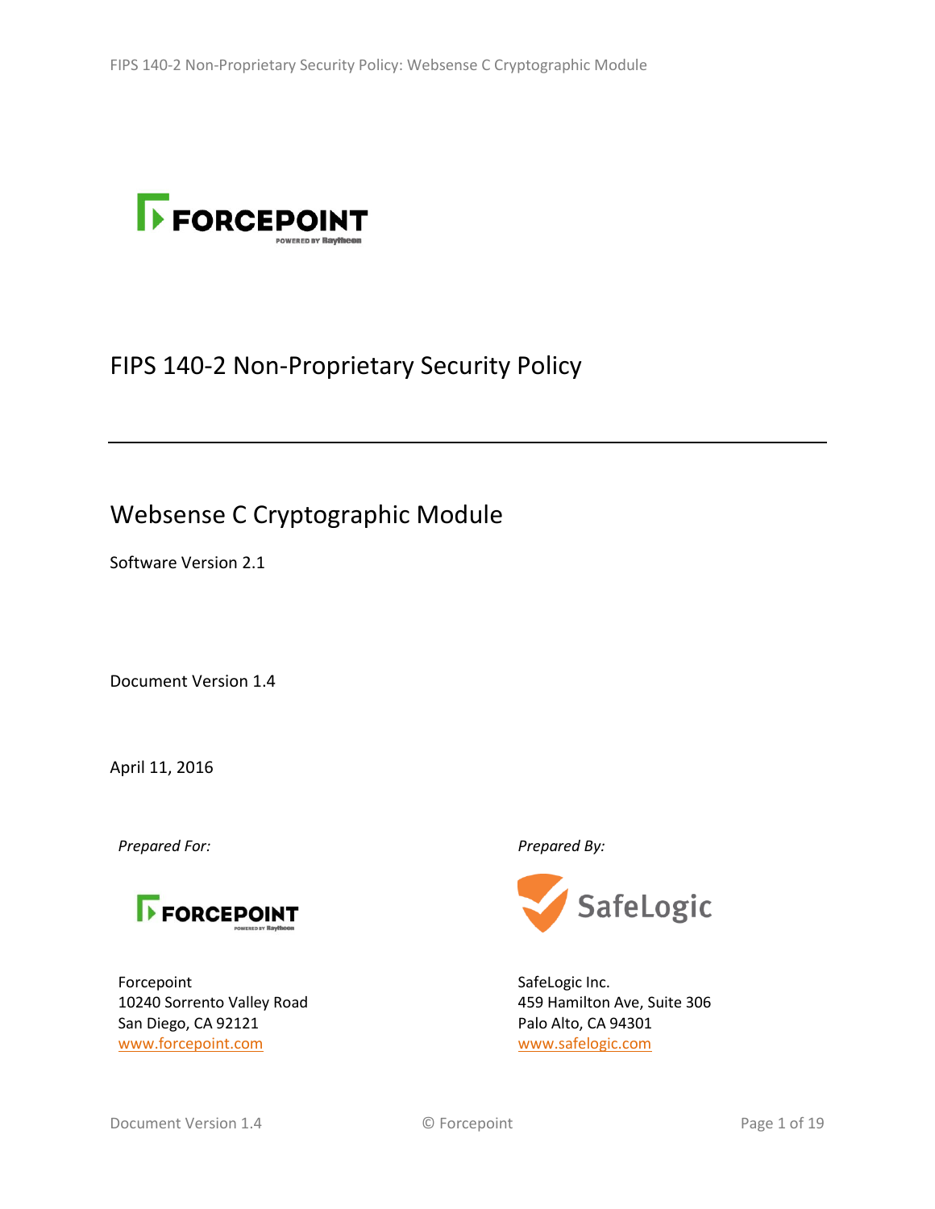# FIPS 140-2 Non-Proprietary Security Policy

## Websense C Cryptographic Module

Software Version 2.1

Document Version 1.4

April 11, 2016

*Prepared For:*

Forcepoint
10240 Sorrento Valley Road
San Diego, CA 92121
www.forcepoint.com

*Prepared By:*

SafeLogic Inc.
459 Hamilton Ave, Suite 306
Palo Alto, CA 94301
www.safelogic.com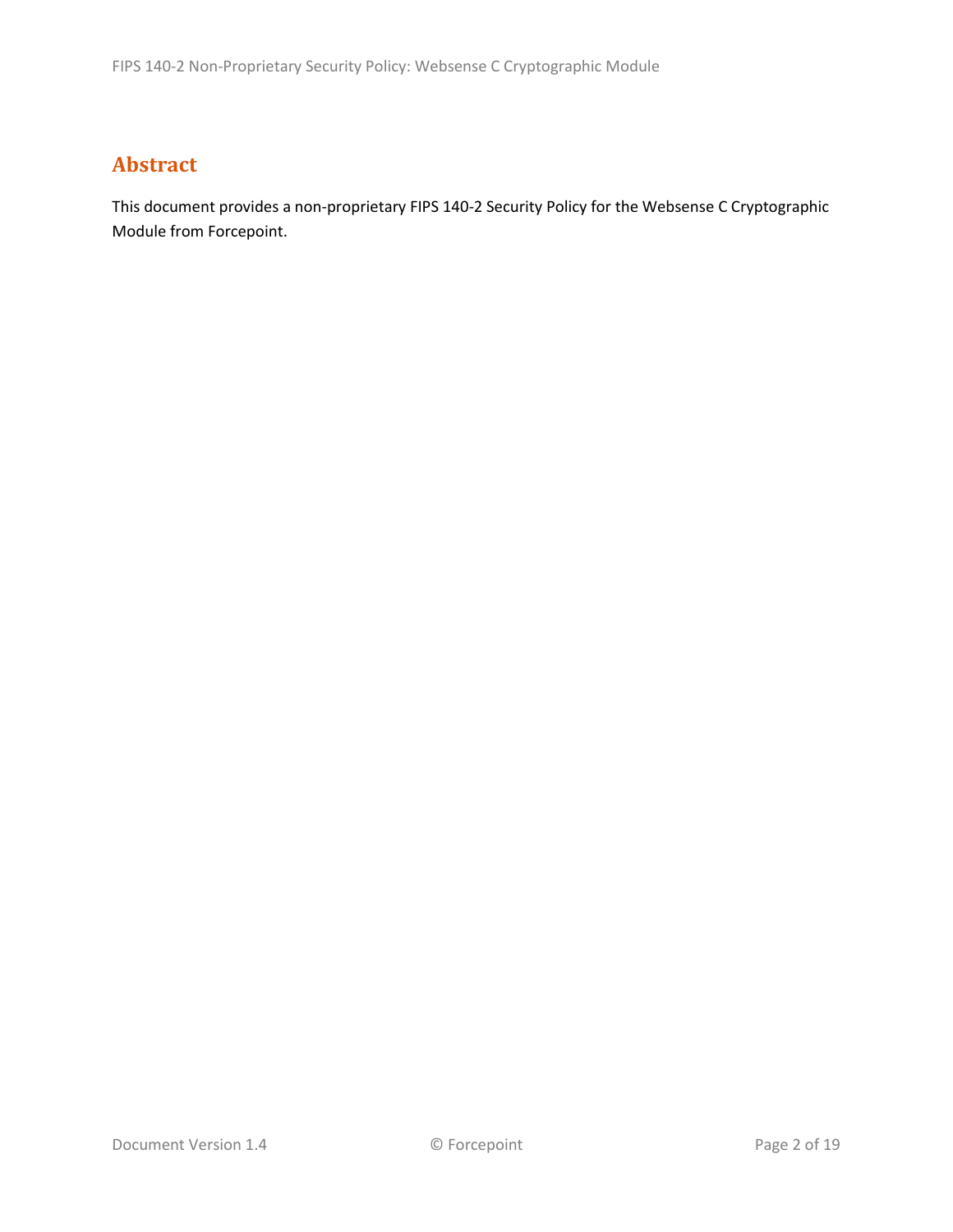# Abstract

This document provides a non-proprietary FIPS 140-2 Security Policy for the Websense C Cryptographic Module from Forcepoint.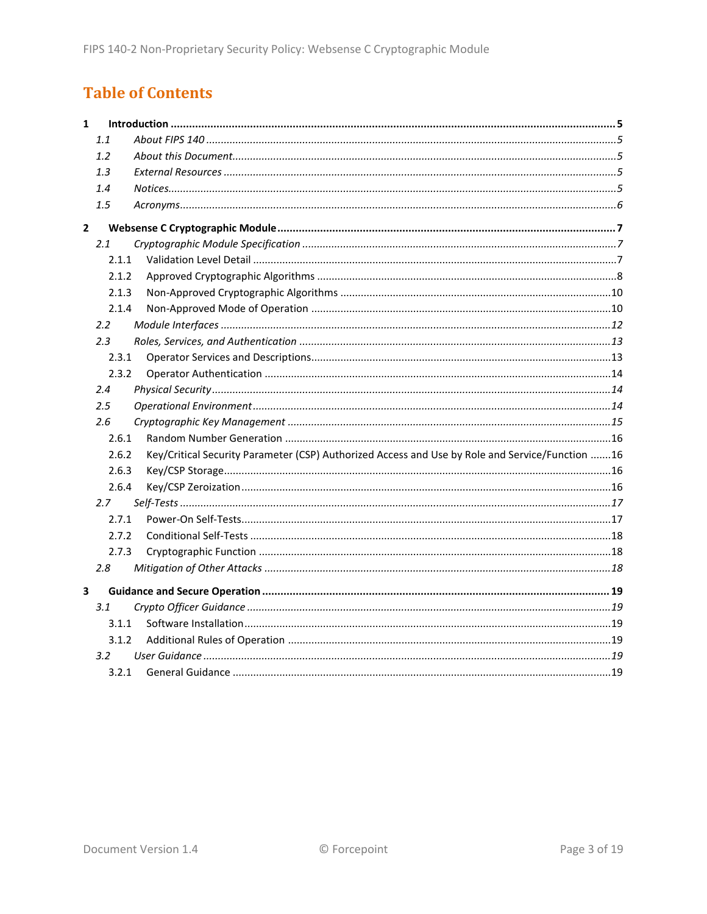# Table of Contents

**1 Introduction** ..... **5**

- *1.1 About FIPS 140* ..... *5*
- *1.2 About this Document* ..... *5*
- *1.3 External Resources* ..... *5*
- *1.4 Notices* ..... *5*
- *1.5 Acronyms* ..... *6*

**2 Websense C Cryptographic Module** ..... **7**

- *2.1 Cryptographic Module Specification* ..... *7*
  - 2.1.1 Validation Level Detail ..... 7
  - 2.1.2 Approved Cryptographic Algorithms ..... 8
  - 2.1.3 Non-Approved Cryptographic Algorithms ..... 10
  - 2.1.4 Non-Approved Mode of Operation ..... 10
- *2.2 Module Interfaces* ..... *12*
- *2.3 Roles, Services, and Authentication* ..... *13*
  - 2.3.1 Operator Services and Descriptions ..... 13
  - 2.3.2 Operator Authentication ..... 14
- *2.4 Physical Security* ..... *14*
- *2.5 Operational Environment* ..... *14*
- *2.6 Cryptographic Key Management* ..... *15*
  - 2.6.1 Random Number Generation ..... 16
  - 2.6.2 Key/Critical Security Parameter (CSP) Authorized Access and Use by Role and Service/Function ..... 16
  - 2.6.3 Key/CSP Storage ..... 16
  - 2.6.4 Key/CSP Zeroization ..... 16
- *2.7 Self-Tests* ..... *17*
  - 2.7.1 Power-On Self-Tests ..... 17
  - 2.7.2 Conditional Self-Tests ..... 18
  - 2.7.3 Cryptographic Function ..... 18
- *2.8 Mitigation of Other Attacks* ..... *18*

**3 Guidance and Secure Operation** ..... **19**

- *3.1 Crypto Officer Guidance* ..... *19*
  - 3.1.1 Software Installation ..... 19
  - 3.1.2 Additional Rules of Operation ..... 19
- *3.2 User Guidance* ..... *19*
  - 3.2.1 General Guidance ..... 19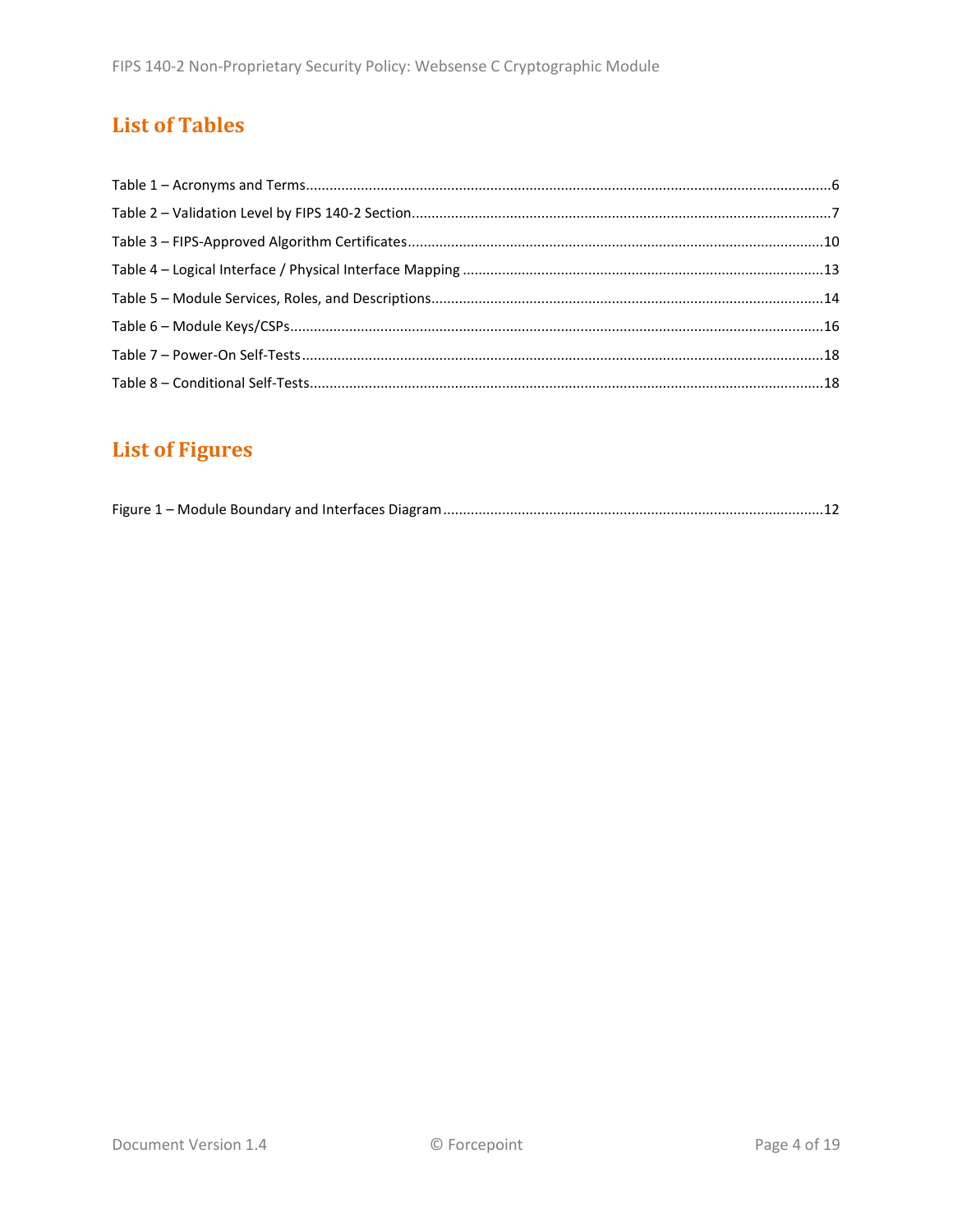## List of Tables

Table 1 – Acronyms and Terms....................................................................................................................6
Table 2 – Validation Level by FIPS 140-2 Section..........................................................................................7
Table 3 – FIPS-Approved Algorithm Certificates.........................................................................................10
Table 4 – Logical Interface / Physical Interface Mapping ...........................................................................13
Table 5 – Module Services, Roles, and Descriptions...................................................................................14
Table 6 – Module Keys/CSPs......................................................................................................................16
Table 7 – Power-On Self-Tests...................................................................................................................18
Table 8 – Conditional Self-Tests.................................................................................................................18

## List of Figures

Figure 1 – Module Boundary and Interfaces Diagram................................................................................12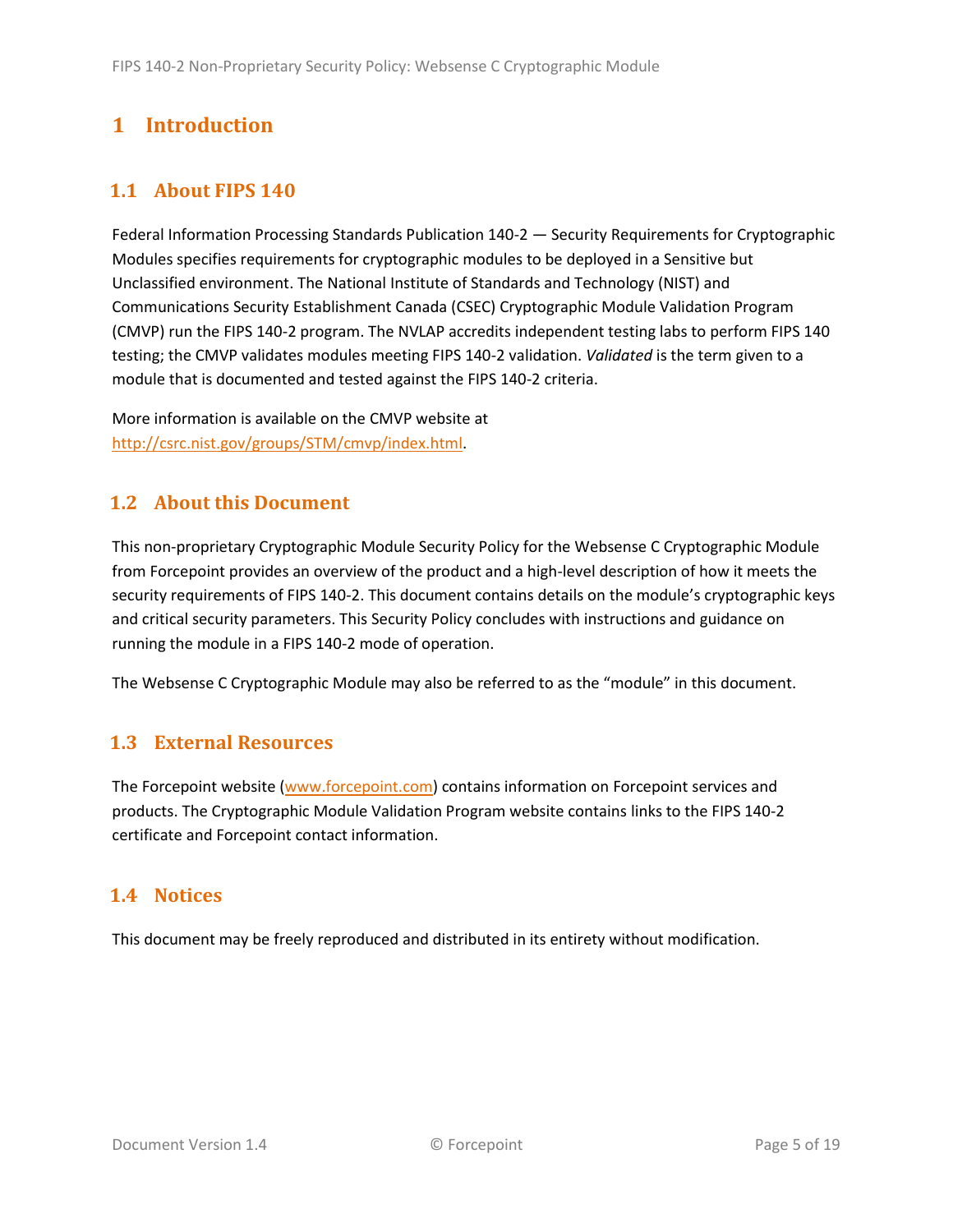# 1 Introduction

## 1.1 About FIPS 140

Federal Information Processing Standards Publication 140-2 — Security Requirements for Cryptographic Modules specifies requirements for cryptographic modules to be deployed in a Sensitive but Unclassified environment. The National Institute of Standards and Technology (NIST) and Communications Security Establishment Canada (CSEC) Cryptographic Module Validation Program (CMVP) run the FIPS 140-2 program. The NVLAP accredits independent testing labs to perform FIPS 140 testing; the CMVP validates modules meeting FIPS 140-2 validation. *Validated* is the term given to a module that is documented and tested against the FIPS 140-2 criteria.

More information is available on the CMVP website at http://csrc.nist.gov/groups/STM/cmvp/index.html.

## 1.2 About this Document

This non-proprietary Cryptographic Module Security Policy for the Websense C Cryptographic Module from Forcepoint provides an overview of the product and a high-level description of how it meets the security requirements of FIPS 140-2. This document contains details on the module's cryptographic keys and critical security parameters. This Security Policy concludes with instructions and guidance on running the module in a FIPS 140-2 mode of operation.

The Websense C Cryptographic Module may also be referred to as the "module" in this document.

## 1.3 External Resources

The Forcepoint website (www.forcepoint.com) contains information on Forcepoint services and products. The Cryptographic Module Validation Program website contains links to the FIPS 140-2 certificate and Forcepoint contact information.

## 1.4 Notices

This document may be freely reproduced and distributed in its entirety without modification.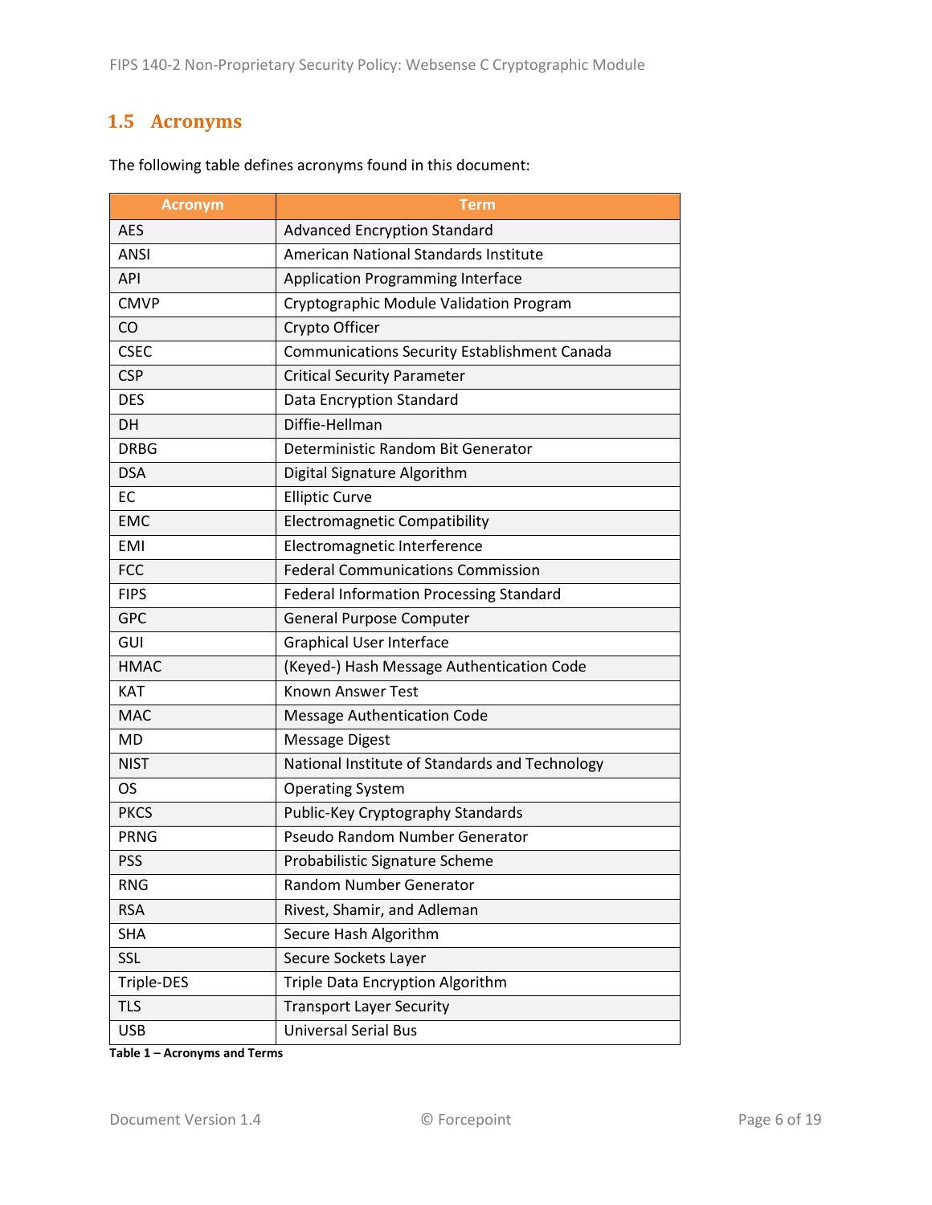## 1.5 Acronyms

The following table defines acronyms found in this document:

| Acronym | Term |
|---|---|
| AES | Advanced Encryption Standard |
| ANSI | American National Standards Institute |
| API | Application Programming Interface |
| CMVP | Cryptographic Module Validation Program |
| CO | Crypto Officer |
| CSEC | Communications Security Establishment Canada |
| CSP | Critical Security Parameter |
| DES | Data Encryption Standard |
| DH | Diffie-Hellman |
| DRBG | Deterministic Random Bit Generator |
| DSA | Digital Signature Algorithm |
| EC | Elliptic Curve |
| EMC | Electromagnetic Compatibility |
| EMI | Electromagnetic Interference |
| FCC | Federal Communications Commission |
| FIPS | Federal Information Processing Standard |
| GPC | General Purpose Computer |
| GUI | Graphical User Interface |
| HMAC | (Keyed-) Hash Message Authentication Code |
| KAT | Known Answer Test |
| MAC | Message Authentication Code |
| MD | Message Digest |
| NIST | National Institute of Standards and Technology |
| OS | Operating System |
| PKCS | Public-Key Cryptography Standards |
| PRNG | Pseudo Random Number Generator |
| PSS | Probabilistic Signature Scheme |
| RNG | Random Number Generator |
| RSA | Rivest, Shamir, and Adleman |
| SHA | Secure Hash Algorithm |
| SSL | Secure Sockets Layer |
| Triple-DES | Triple Data Encryption Algorithm |
| TLS | Transport Layer Security |
| USB | Universal Serial Bus |

**Table 1 – Acronyms and Terms**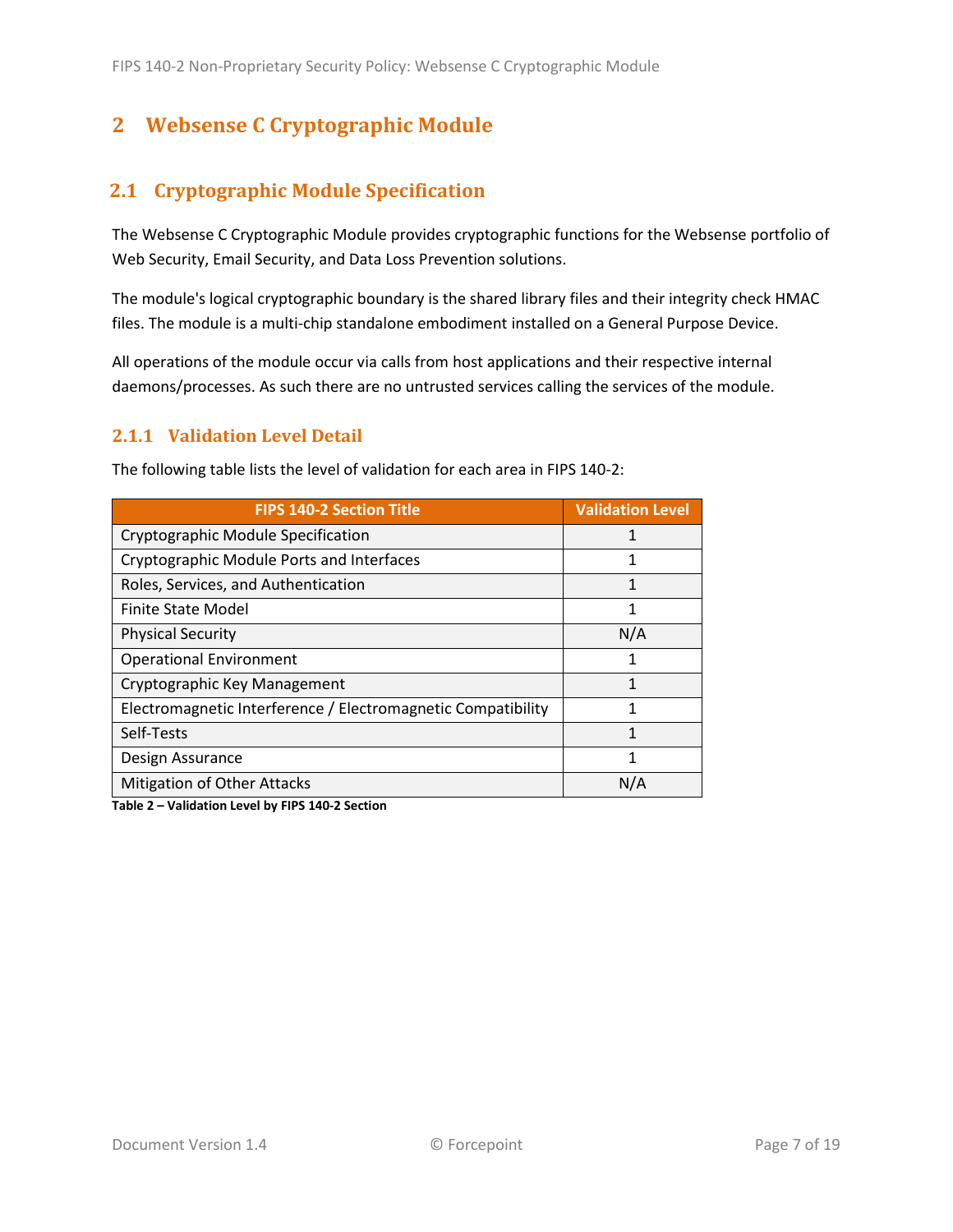# 2 Websense C Cryptographic Module

## 2.1 Cryptographic Module Specification

The Websense C Cryptographic Module provides cryptographic functions for the Websense portfolio of Web Security, Email Security, and Data Loss Prevention solutions.

The module's logical cryptographic boundary is the shared library files and their integrity check HMAC files. The module is a multi-chip standalone embodiment installed on a General Purpose Device.

All operations of the module occur via calls from host applications and their respective internal daemons/processes. As such there are no untrusted services calling the services of the module.

### 2.1.1 Validation Level Detail

The following table lists the level of validation for each area in FIPS 140-2:

| FIPS 140-2 Section Title | Validation Level |
|---|---|
| Cryptographic Module Specification | 1 |
| Cryptographic Module Ports and Interfaces | 1 |
| Roles, Services, and Authentication | 1 |
| Finite State Model | 1 |
| Physical Security | N/A |
| Operational Environment | 1 |
| Cryptographic Key Management | 1 |
| Electromagnetic Interference / Electromagnetic Compatibility | 1 |
| Self-Tests | 1 |
| Design Assurance | 1 |
| Mitigation of Other Attacks | N/A |

**Table 2 – Validation Level by FIPS 140-2 Section**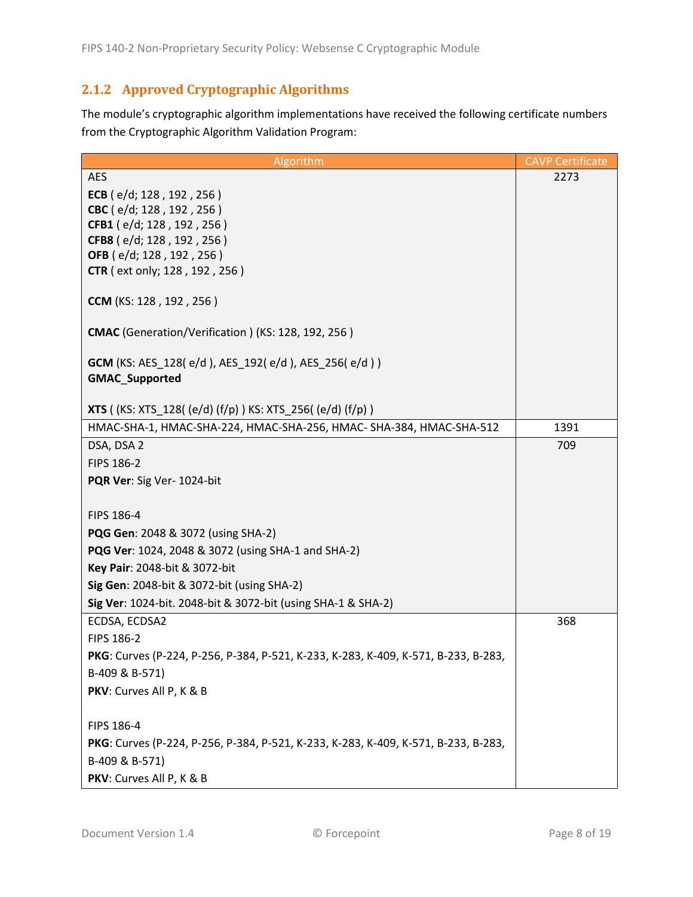### 2.1.2 Approved Cryptographic Algorithms

The module's cryptographic algorithm implementations have received the following certificate numbers from the Cryptographic Algorithm Validation Program:

| Algorithm | CAVP Certificate |
|---|---|
| AES<br><br>**ECB** ( e/d; 128 , 192 , 256 )<br>**CBC** ( e/d; 128 , 192 , 256 )<br>**CFB1** ( e/d; 128 , 192 , 256 )<br>**CFB8** ( e/d; 128 , 192 , 256 )<br>**OFB** ( e/d; 128 , 192 , 256 )<br>**CTR** ( ext only; 128 , 192 , 256 )<br><br>**CCM** (KS: 128 , 192 , 256 )<br><br>**CMAC** (Generation/Verification ) (KS: 128, 192, 256 )<br><br>**GCM** (KS: AES_128( e/d ), AES_192( e/d ), AES_256( e/d ) )<br>**GMAC_Supported**<br><br>**XTS** ( (KS: XTS_128( (e/d) (f/p) ) KS: XTS_256( (e/d) (f/p) ) | 2273 |
| HMAC-SHA-1, HMAC-SHA-224, HMAC-SHA-256, HMAC- SHA-384, HMAC-SHA-512 | 1391 |
| DSA, DSA 2<br>FIPS 186-2<br>**PQR Ver**: Sig Ver- 1024-bit<br><br>FIPS 186-4<br>**PQG Gen**: 2048 & 3072 (using SHA-2)<br>**PQG Ver**: 1024, 2048 & 3072 (using SHA-1 and SHA-2)<br>**Key Pair**: 2048-bit & 3072-bit<br>**Sig Gen**: 2048-bit & 3072-bit (using SHA-2)<br>**Sig Ver**: 1024-bit. 2048-bit & 3072-bit (using SHA-1 & SHA-2) | 709 |
| ECDSA, ECDSA2<br>FIPS 186-2<br>**PKG**: Curves (P-224, P-256, P-384, P-521, K-233, K-283, K-409, K-571, B-233, B-283, B-409 & B-571)<br>**PKV**: Curves All P, K & B<br><br>FIPS 186-4<br>**PKG**: Curves (P-224, P-256, P-384, P-521, K-233, K-283, K-409, K-571, B-233, B-283, B-409 & B-571)<br>**PKV**: Curves All P, K & B | 368 |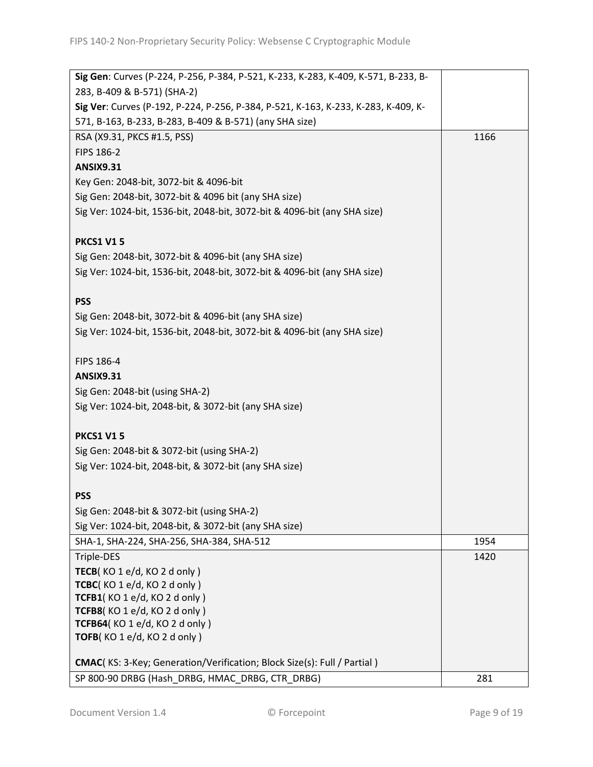| | |
|---|---|
| **Sig Gen**: Curves (P-224, P-256, P-384, P-521, K-233, K-283, K-409, K-571, B-233, B-283, B-409 & B-571) (SHA-2)<br>**Sig Ver**: Curves (P-192, P-224, P-256, P-384, P-521, K-163, K-233, K-283, K-409, K-571, B-163, B-233, B-283, B-409 & B-571) (any SHA size) | |
| RSA (X9.31, PKCS #1.5, PSS)<br>FIPS 186-2<br>**ANSIX9.31**<br>Key Gen: 2048-bit, 3072-bit & 4096-bit<br>Sig Gen: 2048-bit, 3072-bit & 4096 bit (any SHA size)<br>Sig Ver: 1024-bit, 1536-bit, 2048-bit, 3072-bit & 4096-bit (any SHA size)<br><br>**PKCS1 V1 5**<br>Sig Gen: 2048-bit, 3072-bit & 4096-bit (any SHA size)<br>Sig Ver: 1024-bit, 1536-bit, 2048-bit, 3072-bit & 4096-bit (any SHA size)<br><br>**PSS**<br>Sig Gen: 2048-bit, 3072-bit & 4096-bit (any SHA size)<br>Sig Ver: 1024-bit, 1536-bit, 2048-bit, 3072-bit & 4096-bit (any SHA size)<br><br>FIPS 186-4<br>**ANSIX9.31**<br>Sig Gen: 2048-bit (using SHA-2)<br>Sig Ver: 1024-bit, 2048-bit, & 3072-bit (any SHA size)<br><br>**PKCS1 V1 5**<br>Sig Gen: 2048-bit & 3072-bit (using SHA-2)<br>Sig Ver: 1024-bit, 2048-bit, & 3072-bit (any SHA size)<br><br>**PSS**<br>Sig Gen: 2048-bit & 3072-bit (using SHA-2)<br>Sig Ver: 1024-bit, 2048-bit, & 3072-bit (any SHA size) | 1166 |
| SHA-1, SHA-224, SHA-256, SHA-384, SHA-512 | 1954 |
| Triple-DES<br>**TECB**( KO 1 e/d, KO 2 d only )<br>**TCBC**( KO 1 e/d, KO 2 d only )<br>**TCFB1**( KO 1 e/d, KO 2 d only )<br>**TCFB8**( KO 1 e/d, KO 2 d only )<br>**TCFB64**( KO 1 e/d, KO 2 d only )<br>**TOFB**( KO 1 e/d, KO 2 d only )<br><br>**CMAC**( KS: 3-Key; Generation/Verification; Block Size(s): Full / Partial ) | 1420 |
| SP 800-90 DRBG (Hash_DRBG, HMAC_DRBG, CTR_DRBG) | 281 |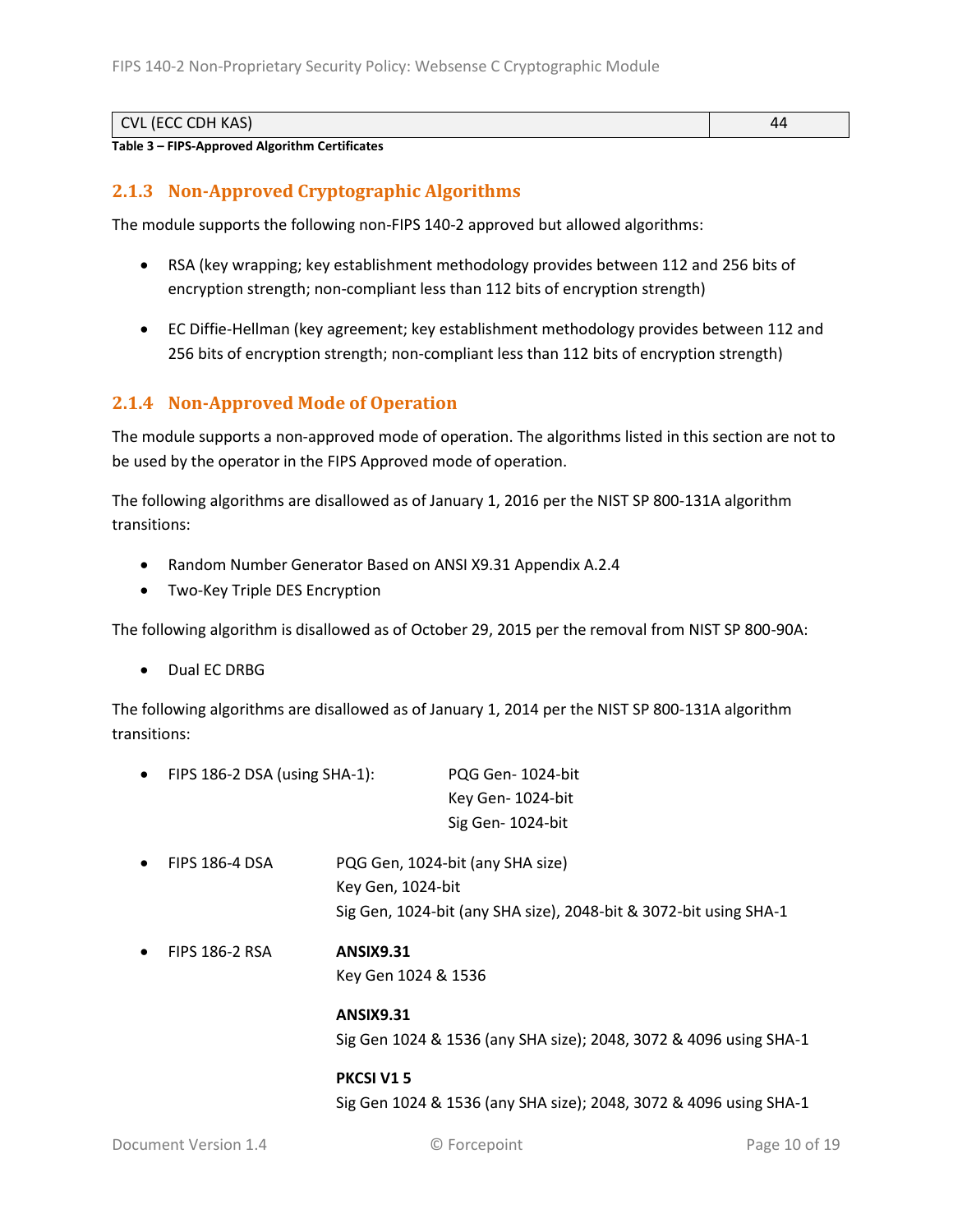| CVL (ECC CDH KAS) | 44 |
|---|---|

**Table 3 – FIPS-Approved Algorithm Certificates**

### 2.1.3 Non-Approved Cryptographic Algorithms

The module supports the following non-FIPS 140-2 approved but allowed algorithms:

- RSA (key wrapping; key establishment methodology provides between 112 and 256 bits of encryption strength; non-compliant less than 112 bits of encryption strength)
- EC Diffie-Hellman (key agreement; key establishment methodology provides between 112 and 256 bits of encryption strength; non-compliant less than 112 bits of encryption strength)

### 2.1.4 Non-Approved Mode of Operation

The module supports a non-approved mode of operation. The algorithms listed in this section are not to be used by the operator in the FIPS Approved mode of operation.

The following algorithms are disallowed as of January 1, 2016 per the NIST SP 800-131A algorithm transitions:

- Random Number Generator Based on ANSI X9.31 Appendix A.2.4
- Two-Key Triple DES Encryption

The following algorithm is disallowed as of October 29, 2015 per the removal from NIST SP 800-90A:

- Dual EC DRBG

The following algorithms are disallowed as of January 1, 2014 per the NIST SP 800-131A algorithm transitions:

- FIPS 186-2 DSA (using SHA-1):
  PQG Gen- 1024-bit
  Key Gen- 1024-bit
  Sig Gen- 1024-bit
- FIPS 186-4 DSA
  PQG Gen, 1024-bit (any SHA size)
  Key Gen, 1024-bit
  Sig Gen, 1024-bit (any SHA size), 2048-bit & 3072-bit using SHA-1
- FIPS 186-2 RSA
  **ANSIX9.31**
  Key Gen 1024 & 1536

  **ANSIX9.31**
  Sig Gen 1024 & 1536 (any SHA size); 2048, 3072 & 4096 using SHA-1

  **PKCSI V1 5**
  Sig Gen 1024 & 1536 (any SHA size); 2048, 3072 & 4096 using SHA-1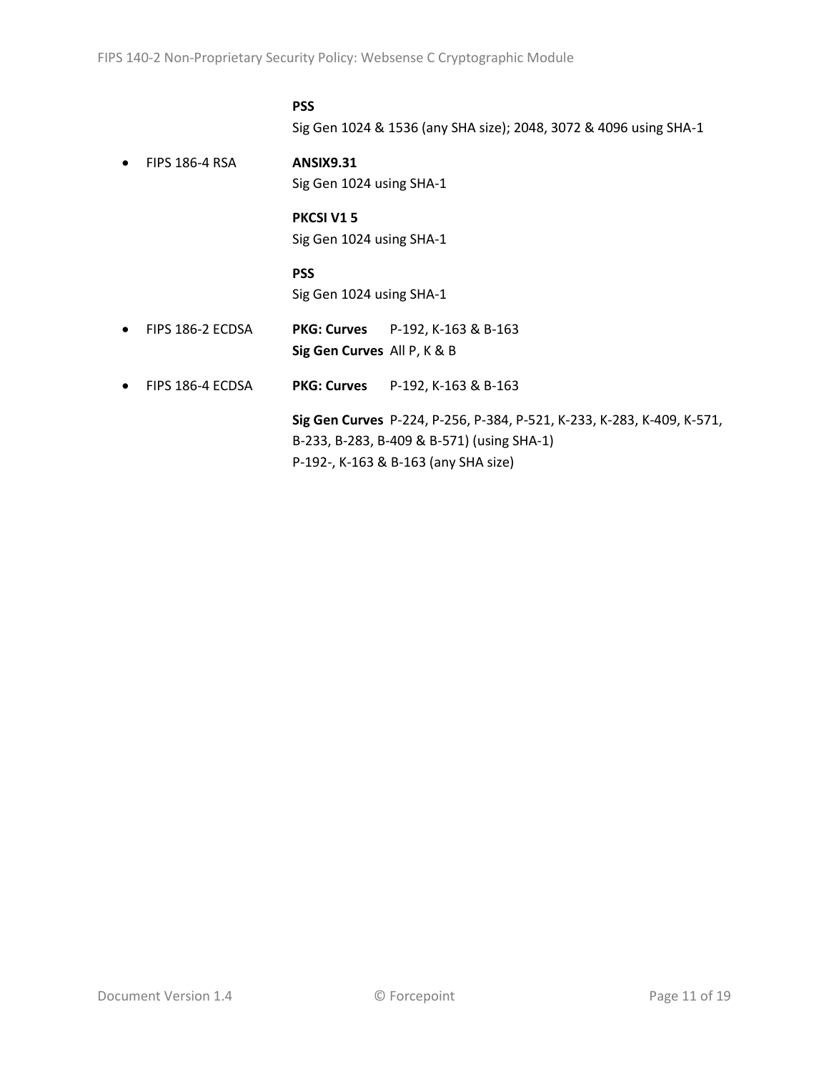**PSS**
Sig Gen 1024 & 1536 (any SHA size); 2048, 3072 & 4096 using SHA-1

- FIPS 186-4 RSA

  **ANSIX9.31**
  Sig Gen 1024 using SHA-1

  **PKCSI V1 5**
  Sig Gen 1024 using SHA-1

  **PSS**
  Sig Gen 1024 using SHA-1

- FIPS 186-2 ECDSA

  **PKG: Curves** P-192, K-163 & B-163
  **Sig Gen Curves** All P, K & B

- FIPS 186-4 ECDSA

  **PKG: Curves** P-192, K-163 & B-163

  **Sig Gen Curves** P-224, P-256, P-384, P-521, K-233, K-283, K-409, K-571, B-233, B-283, B-409 & B-571) (using SHA-1)
  P-192-, K-163 & B-163 (any SHA size)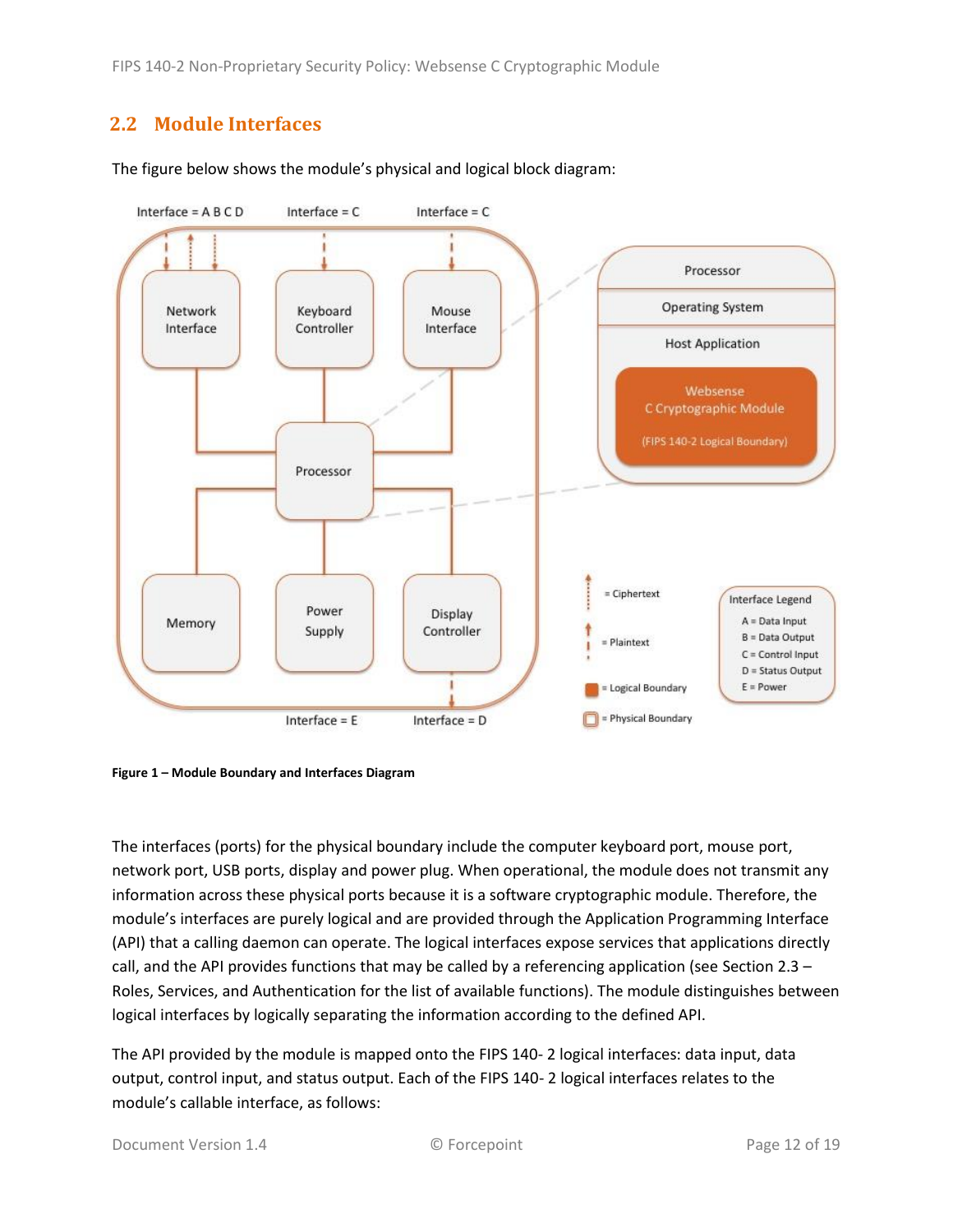## 2.2 Module Interfaces

The figure below shows the module's physical and logical block diagram:

**Figure 1 – Module Boundary and Interfaces Diagram**

The interfaces (ports) for the physical boundary include the computer keyboard port, mouse port, network port, USB ports, display and power plug. When operational, the module does not transmit any information across these physical ports because it is a software cryptographic module. Therefore, the module's interfaces are purely logical and are provided through the Application Programming Interface (API) that a calling daemon can operate. The logical interfaces expose services that applications directly call, and the API provides functions that may be called by a referencing application (see Section 2.3 – Roles, Services, and Authentication for the list of available functions). The module distinguishes between logical interfaces by logically separating the information according to the defined API.

The API provided by the module is mapped onto the FIPS 140- 2 logical interfaces: data input, data output, control input, and status output. Each of the FIPS 140- 2 logical interfaces relates to the module's callable interface, as follows: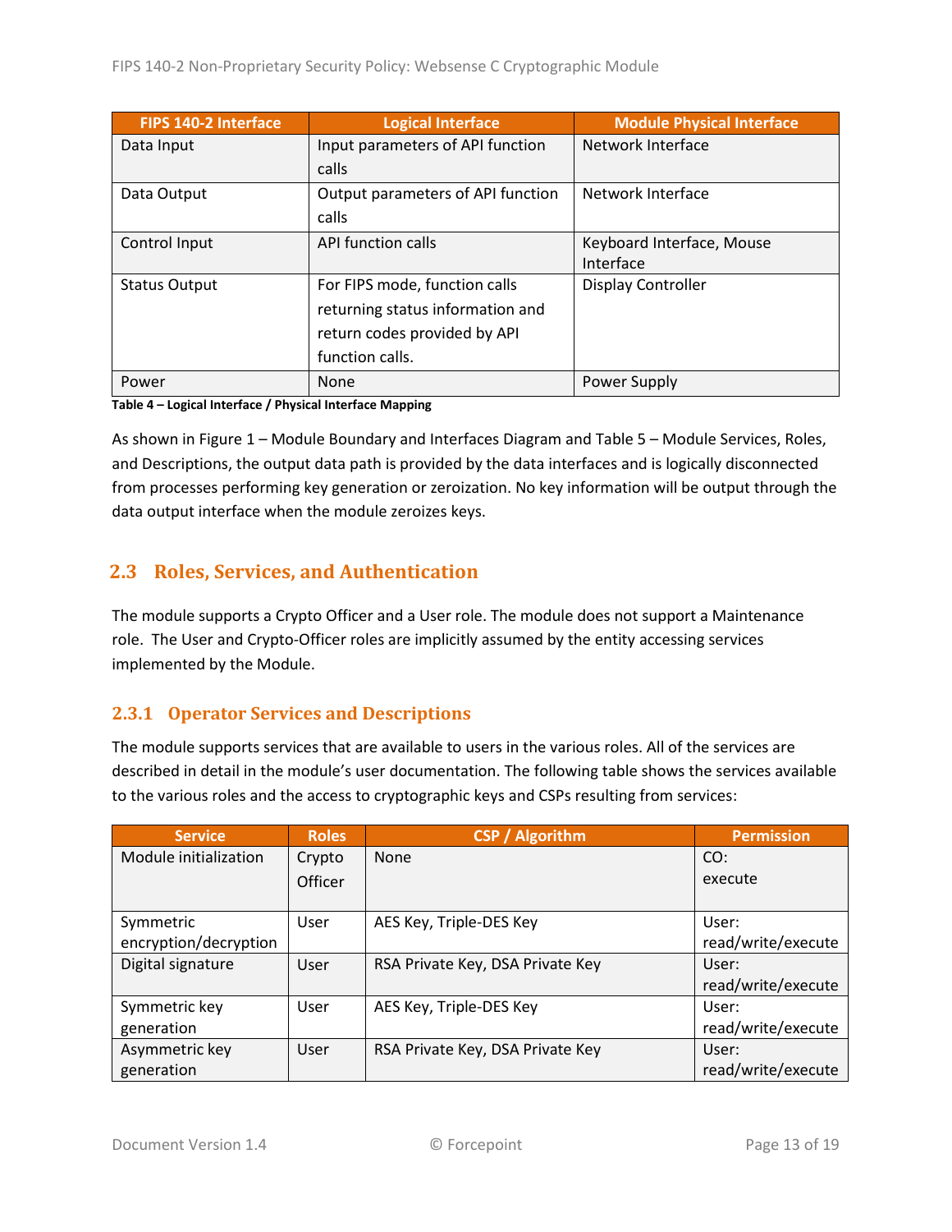| FIPS 140-2 Interface | Logical Interface | Module Physical Interface |
|---|---|---|
| Data Input | Input parameters of API function calls | Network Interface |
| Data Output | Output parameters of API function calls | Network Interface |
| Control Input | API function calls | Keyboard Interface, Mouse Interface |
| Status Output | For FIPS mode, function calls returning status information and return codes provided by API function calls. | Display Controller |
| Power | None | Power Supply |

**Table 4 – Logical Interface / Physical Interface Mapping**

As shown in Figure 1 – Module Boundary and Interfaces Diagram and Table 5 – Module Services, Roles, and Descriptions, the output data path is provided by the data interfaces and is logically disconnected from processes performing key generation or zeroization. No key information will be output through the data output interface when the module zeroizes keys.

## 2.3 Roles, Services, and Authentication

The module supports a Crypto Officer and a User role. The module does not support a Maintenance role. The User and Crypto-Officer roles are implicitly assumed by the entity accessing services implemented by the Module.

### 2.3.1 Operator Services and Descriptions

The module supports services that are available to users in the various roles. All of the services are described in detail in the module's user documentation. The following table shows the services available to the various roles and the access to cryptographic keys and CSPs resulting from services:

| Service | Roles | CSP / Algorithm | Permission |
|---|---|---|---|
| Module initialization | Crypto Officer | None | CO: execute |
| Symmetric encryption/decryption | User | AES Key, Triple-DES Key | User: read/write/execute |
| Digital signature | User | RSA Private Key, DSA Private Key | User: read/write/execute |
| Symmetric key generation | User | AES Key, Triple-DES Key | User: read/write/execute |
| Asymmetric key generation | User | RSA Private Key, DSA Private Key | User: read/write/execute |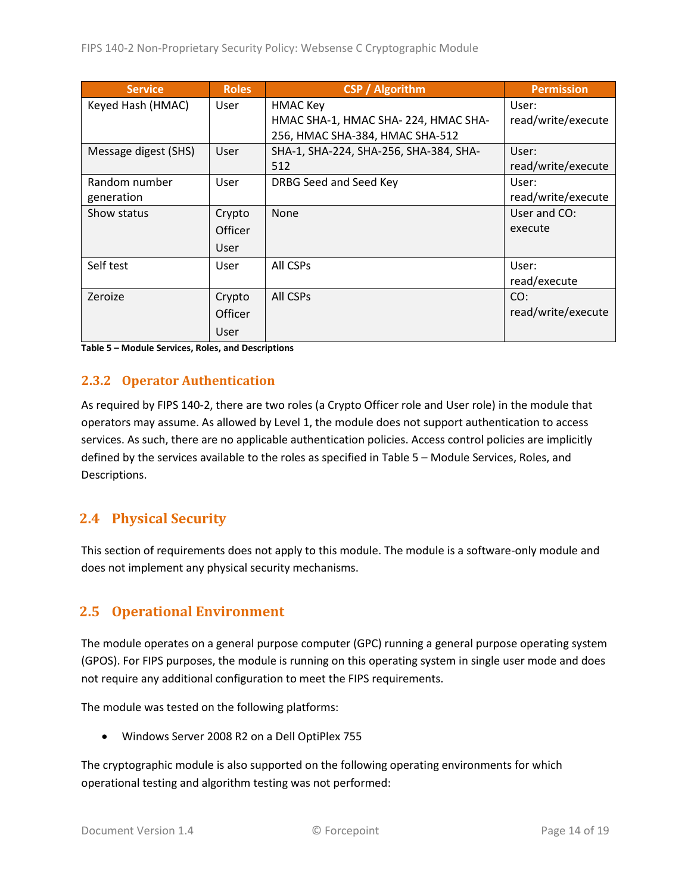| Service | Roles | CSP / Algorithm | Permission |
|---|---|---|---|
| Keyed Hash (HMAC) | User | HMAC Key<br>HMAC SHA-1, HMAC SHA- 224, HMAC SHA-256, HMAC SHA-384, HMAC SHA-512 | User: read/write/execute |
| Message digest (SHS) | User | SHA-1, SHA-224, SHA-256, SHA-384, SHA-512 | User: read/write/execute |
| Random number generation | User | DRBG Seed and Seed Key | User: read/write/execute |
| Show status | Crypto Officer<br>User | None | User and CO: execute |
| Self test | User | All CSPs | User: read/execute |
| Zeroize | Crypto Officer<br>User | All CSPs | CO: read/write/execute |

**Table 5 – Module Services, Roles, and Descriptions**

### 2.3.2 Operator Authentication

As required by FIPS 140-2, there are two roles (a Crypto Officer role and User role) in the module that operators may assume. As allowed by Level 1, the module does not support authentication to access services. As such, there are no applicable authentication policies. Access control policies are implicitly defined by the services available to the roles as specified in Table 5 – Module Services, Roles, and Descriptions.

## 2.4 Physical Security

This section of requirements does not apply to this module. The module is a software-only module and does not implement any physical security mechanisms.

## 2.5 Operational Environment

The module operates on a general purpose computer (GPC) running a general purpose operating system (GPOS). For FIPS purposes, the module is running on this operating system in single user mode and does not require any additional configuration to meet the FIPS requirements.

The module was tested on the following platforms:

- Windows Server 2008 R2 on a Dell OptiPlex 755

The cryptographic module is also supported on the following operating environments for which operational testing and algorithm testing was not performed: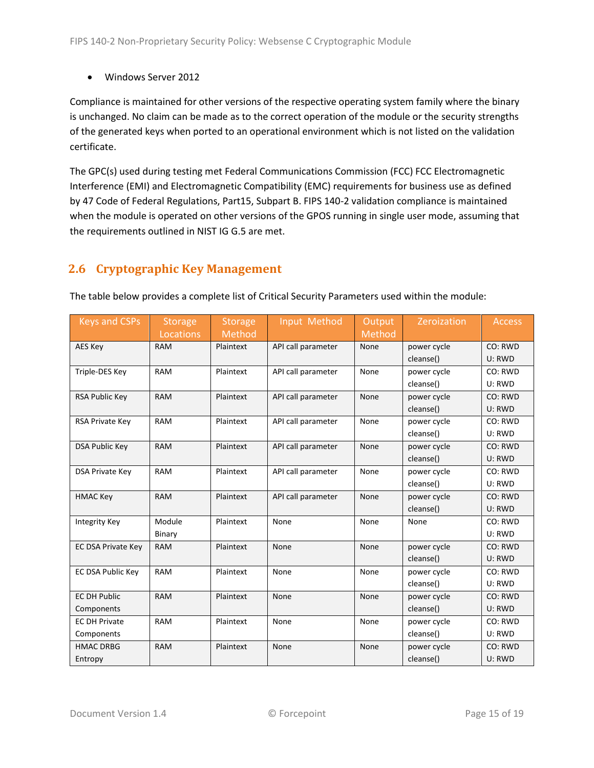- Windows Server 2012

Compliance is maintained for other versions of the respective operating system family where the binary is unchanged. No claim can be made as to the correct operation of the module or the security strengths of the generated keys when ported to an operational environment which is not listed on the validation certificate.

The GPC(s) used during testing met Federal Communications Commission (FCC) FCC Electromagnetic Interference (EMI) and Electromagnetic Compatibility (EMC) requirements for business use as defined by 47 Code of Federal Regulations, Part15, Subpart B. FIPS 140-2 validation compliance is maintained when the module is operated on other versions of the GPOS running in single user mode, assuming that the requirements outlined in NIST IG G.5 are met.

## 2.6 Cryptographic Key Management

The table below provides a complete list of Critical Security Parameters used within the module:

| Keys and CSPs | Storage Locations | Storage Method | Input Method | Output Method | Zeroization | Access |
|---|---|---|---|---|---|---|
| AES Key | RAM | Plaintext | API call parameter | None | power cycle cleanse() | CO: RWD U: RWD |
| Triple-DES Key | RAM | Plaintext | API call parameter | None | power cycle cleanse() | CO: RWD U: RWD |
| RSA Public Key | RAM | Plaintext | API call parameter | None | power cycle cleanse() | CO: RWD U: RWD |
| RSA Private Key | RAM | Plaintext | API call parameter | None | power cycle cleanse() | CO: RWD U: RWD |
| DSA Public Key | RAM | Plaintext | API call parameter | None | power cycle cleanse() | CO: RWD U: RWD |
| DSA Private Key | RAM | Plaintext | API call parameter | None | power cycle cleanse() | CO: RWD U: RWD |
| HMAC Key | RAM | Plaintext | API call parameter | None | power cycle cleanse() | CO: RWD U: RWD |
| Integrity Key | Module Binary | Plaintext | None | None | None | CO: RWD U: RWD |
| EC DSA Private Key | RAM | Plaintext | None | None | power cycle cleanse() | CO: RWD U: RWD |
| EC DSA Public Key | RAM | Plaintext | None | None | power cycle cleanse() | CO: RWD U: RWD |
| EC DH Public Components | RAM | Plaintext | None | None | power cycle cleanse() | CO: RWD U: RWD |
| EC DH Private Components | RAM | Plaintext | None | None | power cycle cleanse() | CO: RWD U: RWD |
| HMAC DRBG Entropy | RAM | Plaintext | None | None | power cycle cleanse() | CO: RWD U: RWD |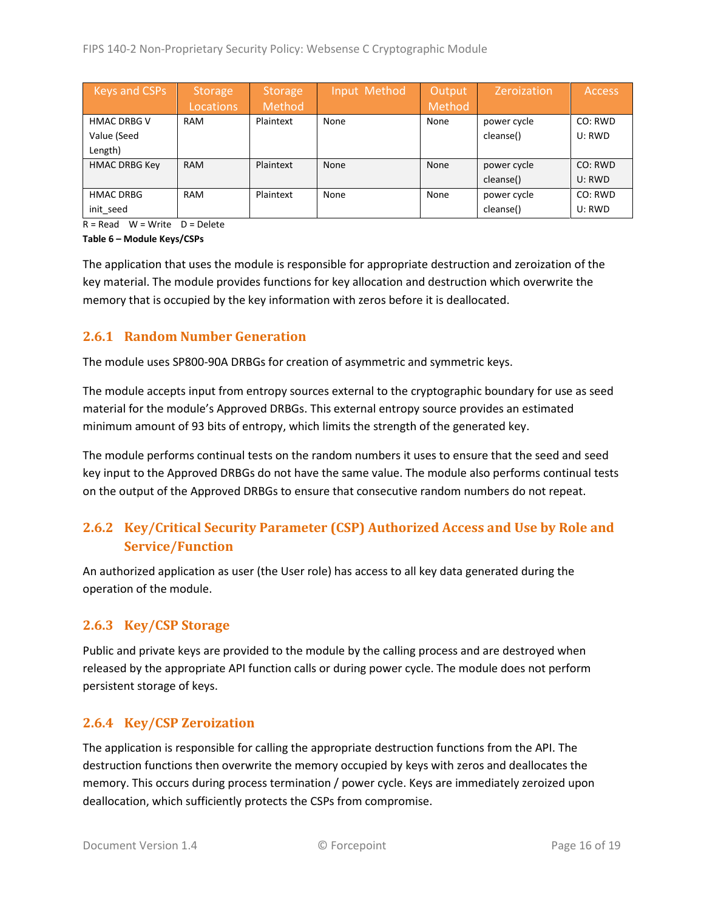| Keys and CSPs | Storage Locations | Storage Method | Input Method | Output Method | Zeroization | Access |
|---|---|---|---|---|---|---|
| HMAC DRBG V Value (Seed Length) | RAM | Plaintext | None | None | power cycle cleanse() | CO: RWD U: RWD |
| HMAC DRBG Key | RAM | Plaintext | None | None | power cycle cleanse() | CO: RWD U: RWD |
| HMAC DRBG init_seed | RAM | Plaintext | None | None | power cycle cleanse() | CO: RWD U: RWD |

R = Read W = Write D = Delete

**Table 6 – Module Keys/CSPs**

The application that uses the module is responsible for appropriate destruction and zeroization of the key material. The module provides functions for key allocation and destruction which overwrite the memory that is occupied by the key information with zeros before it is deallocated.

### 2.6.1 Random Number Generation

The module uses SP800-90A DRBGs for creation of asymmetric and symmetric keys.

The module accepts input from entropy sources external to the cryptographic boundary for use as seed material for the module's Approved DRBGs. This external entropy source provides an estimated minimum amount of 93 bits of entropy, which limits the strength of the generated key.

The module performs continual tests on the random numbers it uses to ensure that the seed and seed key input to the Approved DRBGs do not have the same value. The module also performs continual tests on the output of the Approved DRBGs to ensure that consecutive random numbers do not repeat.

### 2.6.2 Key/Critical Security Parameter (CSP) Authorized Access and Use by Role and Service/Function

An authorized application as user (the User role) has access to all key data generated during the operation of the module.

### 2.6.3 Key/CSP Storage

Public and private keys are provided to the module by the calling process and are destroyed when released by the appropriate API function calls or during power cycle. The module does not perform persistent storage of keys.

### 2.6.4 Key/CSP Zeroization

The application is responsible for calling the appropriate destruction functions from the API. The destruction functions then overwrite the memory occupied by keys with zeros and deallocates the memory. This occurs during process termination / power cycle. Keys are immediately zeroized upon deallocation, which sufficiently protects the CSPs from compromise.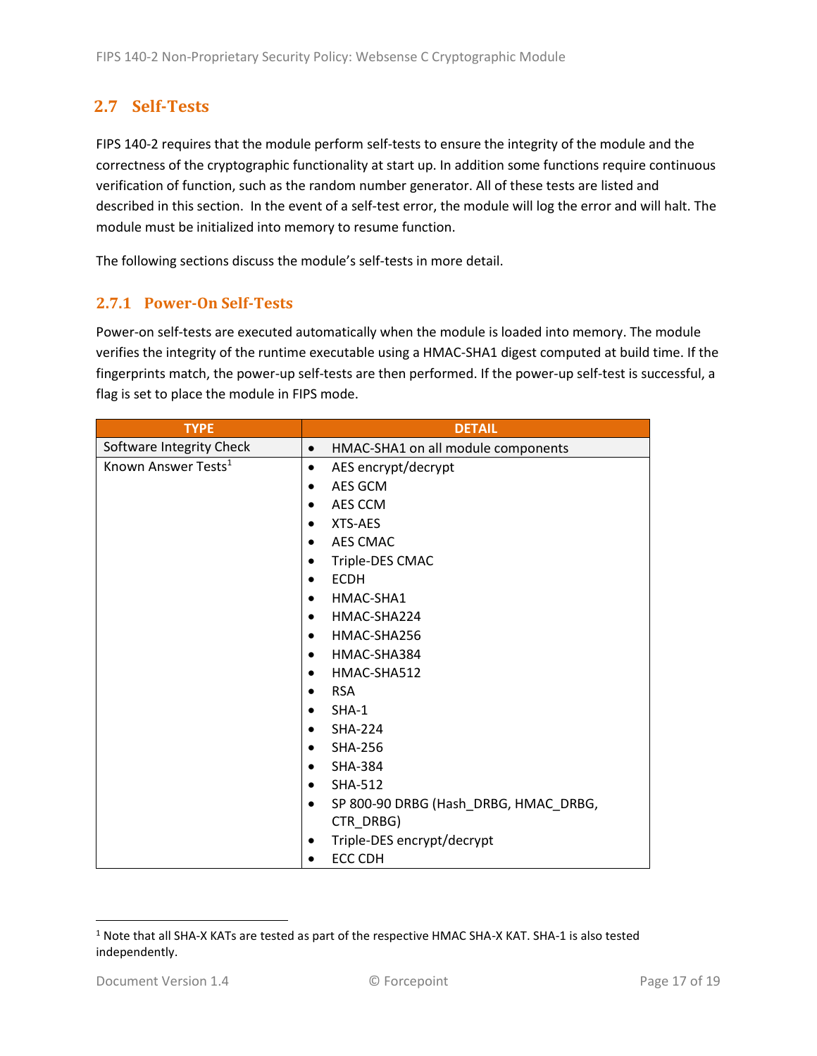## 2.7 Self-Tests

FIPS 140-2 requires that the module perform self-tests to ensure the integrity of the module and the correctness of the cryptographic functionality at start up. In addition some functions require continuous verification of function, such as the random number generator. All of these tests are listed and described in this section. In the event of a self-test error, the module will log the error and will halt. The module must be initialized into memory to resume function.

The following sections discuss the module's self-tests in more detail.

### 2.7.1 Power-On Self-Tests

Power-on self-tests are executed automatically when the module is loaded into memory. The module verifies the integrity of the runtime executable using a HMAC-SHA1 digest computed at build time. If the fingerprints match, the power-up self-tests are then performed. If the power-up self-test is successful, a flag is set to place the module in FIPS mode.

| TYPE | DETAIL |
|---|---|
| Software Integrity Check | • HMAC-SHA1 on all module components |
| Known Answer Tests[1] | • AES encrypt/decrypt<br>• AES GCM<br>• AES CCM<br>• XTS-AES<br>• AES CMAC<br>• Triple-DES CMAC<br>• ECDH<br>• HMAC-SHA1<br>• HMAC-SHA224<br>• HMAC-SHA256<br>• HMAC-SHA384<br>• HMAC-SHA512<br>• RSA<br>• SHA-1<br>• SHA-224<br>• SHA-256<br>• SHA-384<br>• SHA-512<br>• SP 800-90 DRBG (Hash_DRBG, HMAC_DRBG, CTR_DRBG)<br>• Triple-DES encrypt/decrypt<br>• ECC CDH |

[1] Note that all SHA-X KATs are tested as part of the respective HMAC SHA-X KAT. SHA-1 is also tested independently.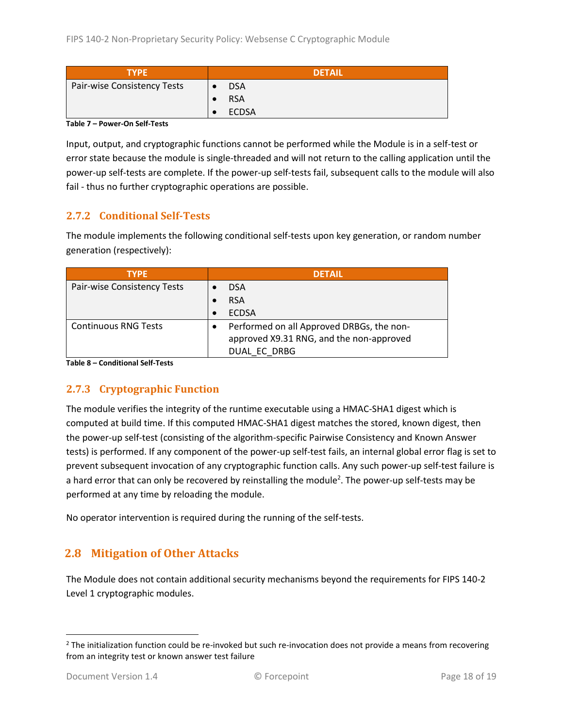| TYPE | DETAIL |
| --- | --- |
| Pair-wise Consistency Tests | • DSA<br>• RSA<br>• ECDSA |

**Table 7 – Power-On Self-Tests**

Input, output, and cryptographic functions cannot be performed while the Module is in a self-test or error state because the module is single-threaded and will not return to the calling application until the power-up self-tests are complete. If the power-up self-tests fail, subsequent calls to the module will also fail - thus no further cryptographic operations are possible.

### 2.7.2 Conditional Self-Tests

The module implements the following conditional self-tests upon key generation, or random number generation (respectively):

| TYPE | DETAIL |
| --- | --- |
| Pair-wise Consistency Tests | • DSA<br>• RSA<br>• ECDSA |
| Continuous RNG Tests | • Performed on all Approved DRBGs, the non-approved X9.31 RNG, and the non-approved DUAL_EC_DRBG |

**Table 8 – Conditional Self-Tests**

### 2.7.3 Cryptographic Function

The module verifies the integrity of the runtime executable using a HMAC-SHA1 digest which is computed at build time. If this computed HMAC-SHA1 digest matches the stored, known digest, then the power-up self-test (consisting of the algorithm-specific Pairwise Consistency and Known Answer tests) is performed. If any component of the power-up self-test fails, an internal global error flag is set to prevent subsequent invocation of any cryptographic function calls. Any such power-up self-test failure is a hard error that can only be recovered by reinstalling the module[2]. The power-up self-tests may be performed at any time by reloading the module.

No operator intervention is required during the running of the self-tests.

## 2.8 Mitigation of Other Attacks

The Module does not contain additional security mechanisms beyond the requirements for FIPS 140-2 Level 1 cryptographic modules.

---

[2] The initialization function could be re-invoked but such re-invocation does not provide a means from recovering from an integrity test or known answer test failure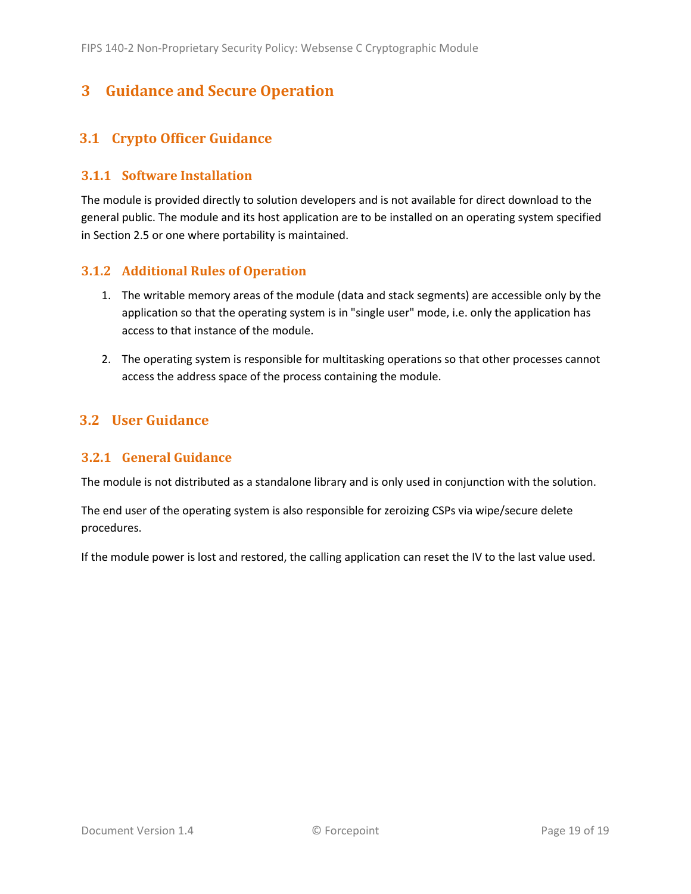# 3 Guidance and Secure Operation

## 3.1 Crypto Officer Guidance

### 3.1.1 Software Installation

The module is provided directly to solution developers and is not available for direct download to the general public. The module and its host application are to be installed on an operating system specified in Section 2.5 or one where portability is maintained.

### 3.1.2 Additional Rules of Operation

1. The writable memory areas of the module (data and stack segments) are accessible only by the application so that the operating system is in "single user" mode, i.e. only the application has access to that instance of the module.

2. The operating system is responsible for multitasking operations so that other processes cannot access the address space of the process containing the module.

## 3.2 User Guidance

### 3.2.1 General Guidance

The module is not distributed as a standalone library and is only used in conjunction with the solution.

The end user of the operating system is also responsible for zeroizing CSPs via wipe/secure delete procedures.

If the module power is lost and restored, the calling application can reset the IV to the last value used.